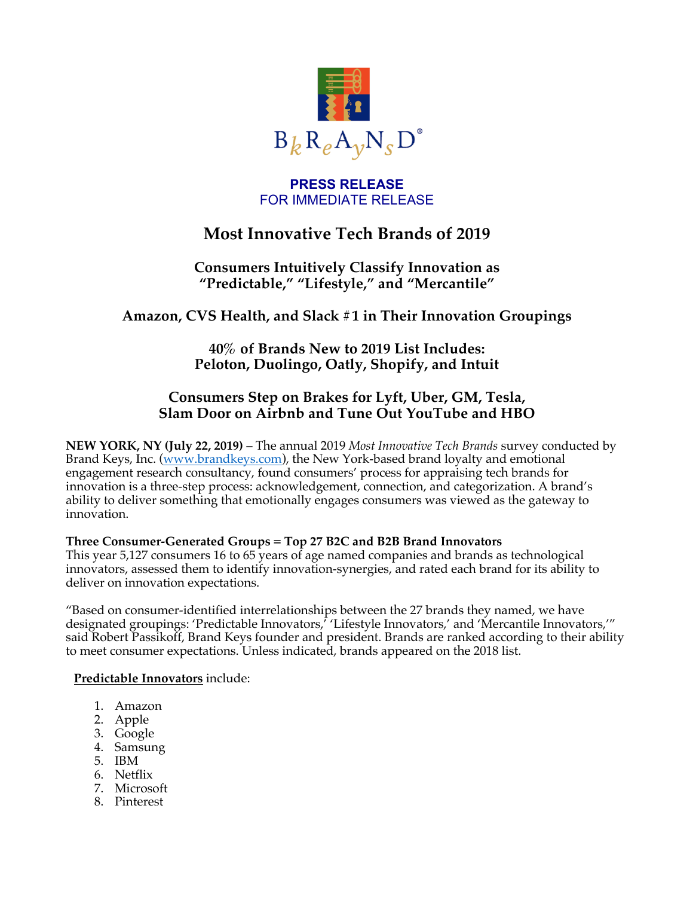**PRESS RELEASE**
FOR IMMEDIATE RELEASE

# Most Innovative Tech Brands of 2019

## Consumers Intuitively Classify Innovation as "Predictable," "Lifestyle," and "Mercantile"

## Amazon, CVS Health, and Slack #1 in Their Innovation Groupings

## 40% of Brands New to 2019 List Includes: Peloton, Duolingo, Oatly, Shopify, and Intuit

## Consumers Step on Brakes for Lyft, Uber, GM, Tesla, Slam Door on Airbnb and Tune Out YouTube and HBO

**NEW YORK, NY (July 22, 2019)** – The annual 2019 *Most Innovative Tech Brands* survey conducted by Brand Keys, Inc. (www.brandkeys.com), the New York-based brand loyalty and emotional engagement research consultancy, found consumers' process for appraising tech brands for innovation is a three-step process: acknowledgement, connection, and categorization. A brand's ability to deliver something that emotionally engages consumers was viewed as the gateway to innovation.

**Three Consumer-Generated Groups = Top 27 B2C and B2B Brand Innovators**
This year 5,127 consumers 16 to 65 years of age named companies and brands as technological innovators, assessed them to identify innovation-synergies, and rated each brand for its ability to deliver on innovation expectations.

"Based on consumer-identified interrelationships between the 27 brands they named, we have designated groupings: 'Predictable Innovators,' 'Lifestyle Innovators,' and 'Mercantile Innovators,'" said Robert Passikoff, Brand Keys founder and president. Brands are ranked according to their ability to meet consumer expectations. Unless indicated, brands appeared on the 2018 list.

**Predictable Innovators** include:

1. Amazon
2. Apple
3. Google
4. Samsung
5. IBM
6. Netflix
7. Microsoft
8. Pinterest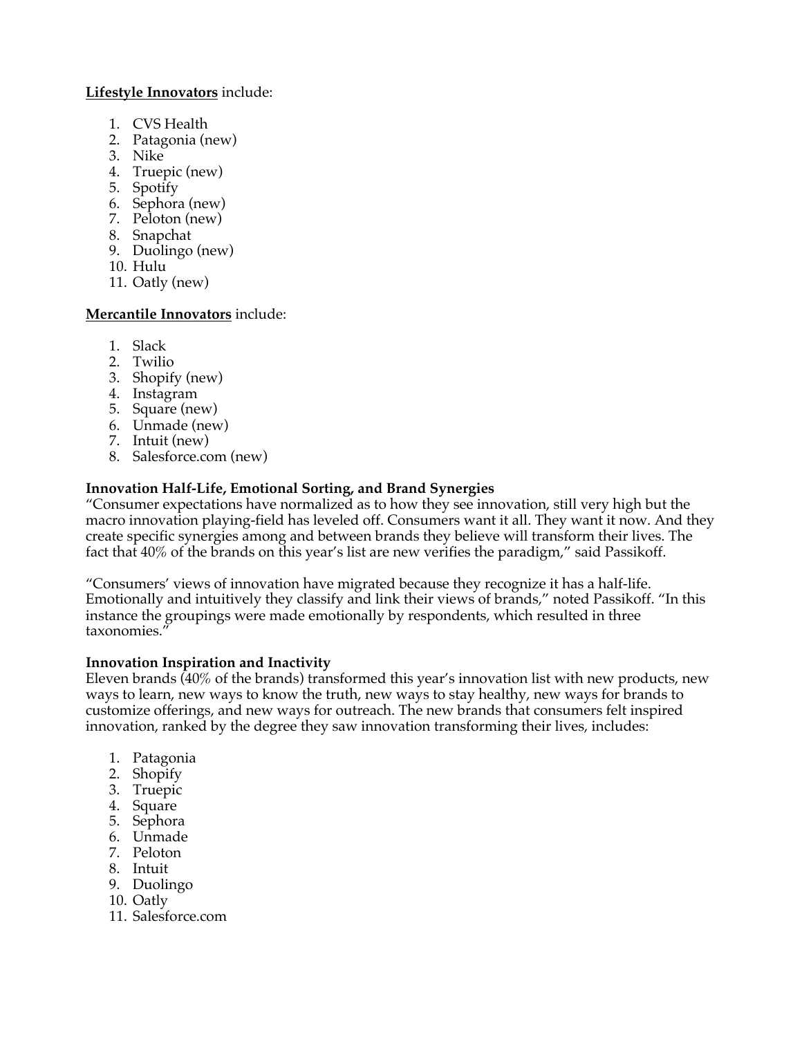**Lifestyle Innovators** include:

1. CVS Health
2. Patagonia (new)
3. Nike
4. Truepic (new)
5. Spotify
6. Sephora (new)
7. Peloton (new)
8. Snapchat
9. Duolingo (new)
10. Hulu
11. Oatly (new)

**Mercantile Innovators** include:

1. Slack
2. Twilio
3. Shopify (new)
4. Instagram
5. Square (new)
6. Unmade (new)
7. Intuit (new)
8. Salesforce.com (new)

**Innovation Half-Life, Emotional Sorting, and Brand Synergies**

"Consumer expectations have normalized as to how they see innovation, still very high but the macro innovation playing-field has leveled off. Consumers want it all. They want it now. And they create specific synergies among and between brands they believe will transform their lives. The fact that 40% of the brands on this year's list are new verifies the paradigm," said Passikoff.

"Consumers' views of innovation have migrated because they recognize it has a half-life. Emotionally and intuitively they classify and link their views of brands," noted Passikoff. "In this instance the groupings were made emotionally by respondents, which resulted in three taxonomies."

**Innovation Inspiration and Inactivity**

Eleven brands (40% of the brands) transformed this year's innovation list with new products, new ways to learn, new ways to know the truth, new ways to stay healthy, new ways for brands to customize offerings, and new ways for outreach. The new brands that consumers felt inspired innovation, ranked by the degree they saw innovation transforming their lives, includes:

1. Patagonia
2. Shopify
3. Truepic
4. Square
5. Sephora
6. Unmade
7. Peloton
8. Intuit
9. Duolingo
10. Oatly
11. Salesforce.com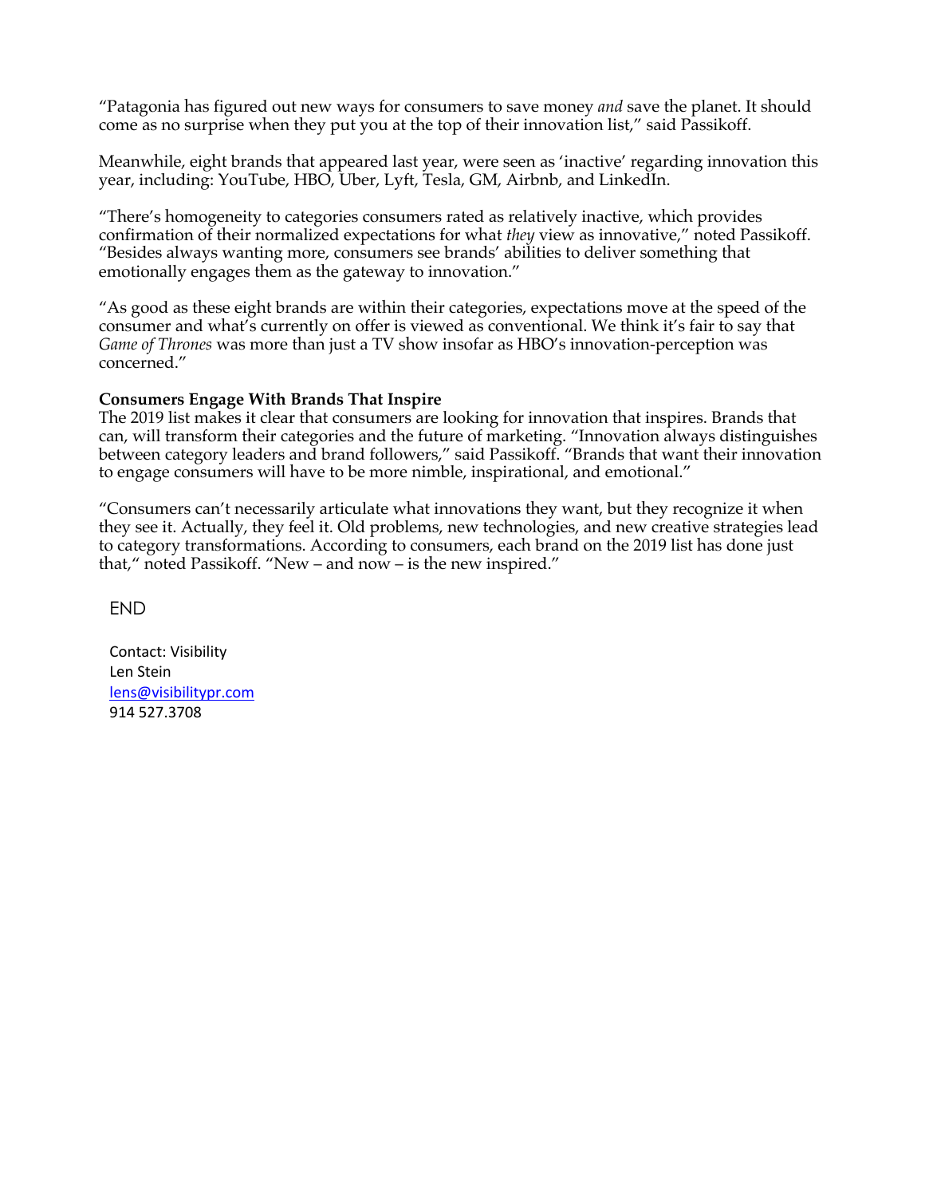"Patagonia has figured out new ways for consumers to save money *and* save the planet. It should come as no surprise when they put you at the top of their innovation list," said Passikoff.

Meanwhile, eight brands that appeared last year, were seen as 'inactive' regarding innovation this year, including: YouTube, HBO, Uber, Lyft, Tesla, GM, Airbnb, and LinkedIn.

"There's homogeneity to categories consumers rated as relatively inactive, which provides confirmation of their normalized expectations for what *they* view as innovative," noted Passikoff. "Besides always wanting more, consumers see brands' abilities to deliver something that emotionally engages them as the gateway to innovation."

"As good as these eight brands are within their categories, expectations move at the speed of the consumer and what's currently on offer is viewed as conventional. We think it's fair to say that *Game of Thrones* was more than just a TV show insofar as HBO's innovation-perception was concerned."

**Consumers Engage With Brands That Inspire**

The 2019 list makes it clear that consumers are looking for innovation that inspires. Brands that can, will transform their categories and the future of marketing. "Innovation always distinguishes between category leaders and brand followers," said Passikoff. "Brands that want their innovation to engage consumers will have to be more nimble, inspirational, and emotional."

"Consumers can't necessarily articulate what innovations they want, but they recognize it when they see it. Actually, they feel it. Old problems, new technologies, and new creative strategies lead to category transformations. According to consumers, each brand on the 2019 list has done just that," noted Passikoff. "New – and now – is the new inspired."

END

Contact: Visibility
Len Stein
lens@visibilitypr.com
914 527.3708